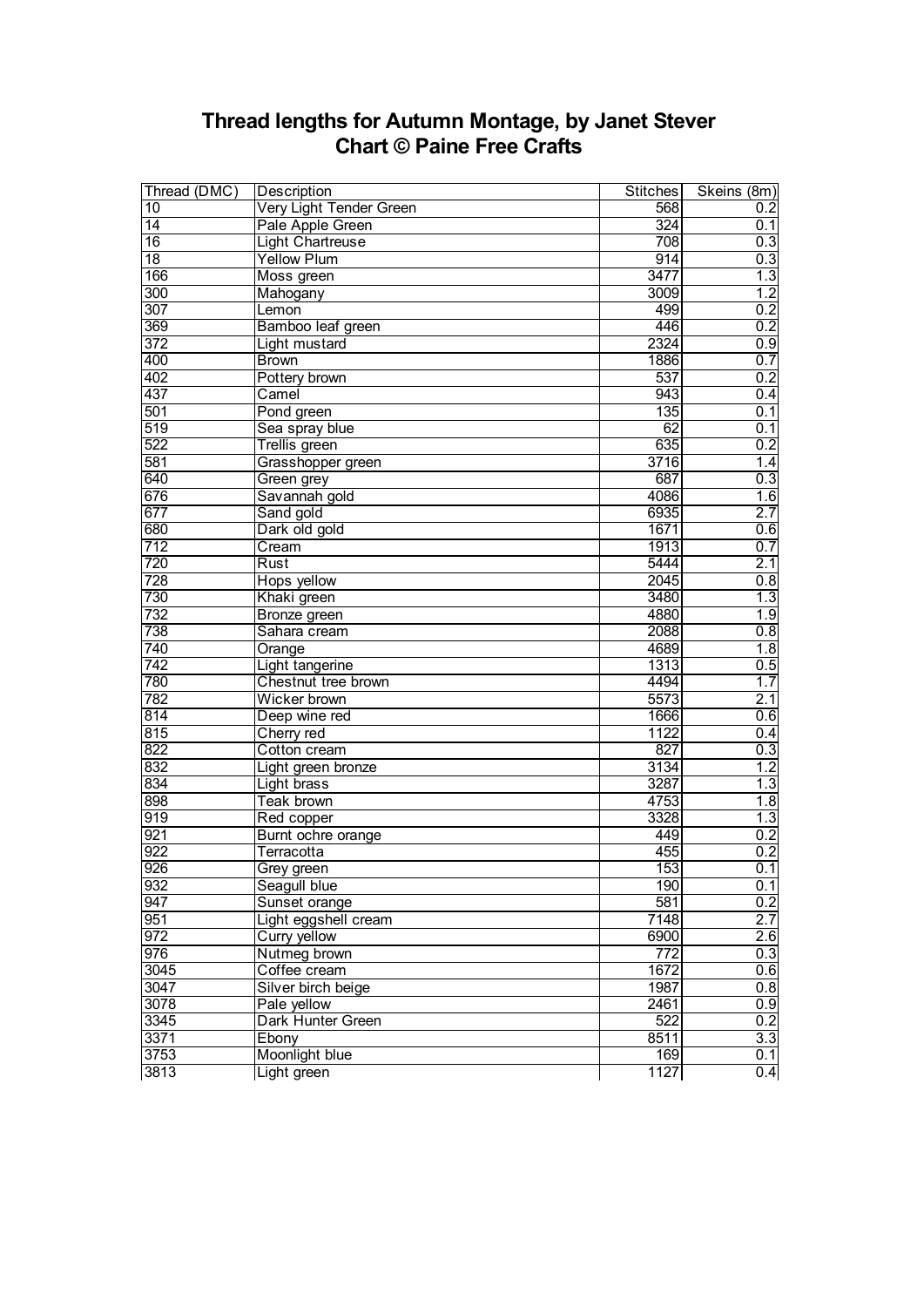# Thread lengths for Autumn Montage, by Janet Stever
# Chart © Paine Free Crafts

| Thread (DMC) | Description | Stitches | Skeins (8m) |
|---|---|---|---|
| 10 | Very Light Tender Green | 568 | 0.2 |
| 14 | Pale Apple Green | 324 | 0.1 |
| 16 | Light Chartreuse | 708 | 0.3 |
| 18 | Yellow Plum | 914 | 0.3 |
| 166 | Moss green | 3477 | 1.3 |
| 300 | Mahogany | 3009 | 1.2 |
| 307 | Lemon | 499 | 0.2 |
| 369 | Bamboo leaf green | 446 | 0.2 |
| 372 | Light mustard | 2324 | 0.9 |
| 400 | Brown | 1886 | 0.7 |
| 402 | Pottery brown | 537 | 0.2 |
| 437 | Camel | 943 | 0.4 |
| 501 | Pond green | 135 | 0.1 |
| 519 | Sea spray blue | 62 | 0.1 |
| 522 | Trellis green | 635 | 0.2 |
| 581 | Grasshopper green | 3716 | 1.4 |
| 640 | Green grey | 687 | 0.3 |
| 676 | Savannah gold | 4086 | 1.6 |
| 677 | Sand gold | 6935 | 2.7 |
| 680 | Dark old gold | 1671 | 0.6 |
| 712 | Cream | 1913 | 0.7 |
| 720 | Rust | 5444 | 2.1 |
| 728 | Hops yellow | 2045 | 0.8 |
| 730 | Khaki green | 3480 | 1.3 |
| 732 | Bronze green | 4880 | 1.9 |
| 738 | Sahara cream | 2088 | 0.8 |
| 740 | Orange | 4689 | 1.8 |
| 742 | Light tangerine | 1313 | 0.5 |
| 780 | Chestnut tree brown | 4494 | 1.7 |
| 782 | Wicker brown | 5573 | 2.1 |
| 814 | Deep wine red | 1666 | 0.6 |
| 815 | Cherry red | 1122 | 0.4 |
| 822 | Cotton cream | 827 | 0.3 |
| 832 | Light green bronze | 3134 | 1.2 |
| 834 | Light brass | 3287 | 1.3 |
| 898 | Teak brown | 4753 | 1.8 |
| 919 | Red copper | 3328 | 1.3 |
| 921 | Burnt ochre orange | 449 | 0.2 |
| 922 | Terracotta | 455 | 0.2 |
| 926 | Grey green | 153 | 0.1 |
| 932 | Seagull blue | 190 | 0.1 |
| 947 | Sunset orange | 581 | 0.2 |
| 951 | Light eggshell cream | 7148 | 2.7 |
| 972 | Curry yellow | 6900 | 2.6 |
| 976 | Nutmeg brown | 772 | 0.3 |
| 3045 | Coffee cream | 1672 | 0.6 |
| 3047 | Silver birch beige | 1987 | 0.8 |
| 3078 | Pale yellow | 2461 | 0.9 |
| 3345 | Dark Hunter Green | 522 | 0.2 |
| 3371 | Ebony | 8511 | 3.3 |
| 3753 | Moonlight blue | 169 | 0.1 |
| 3813 | Light green | 1127 | 0.4 |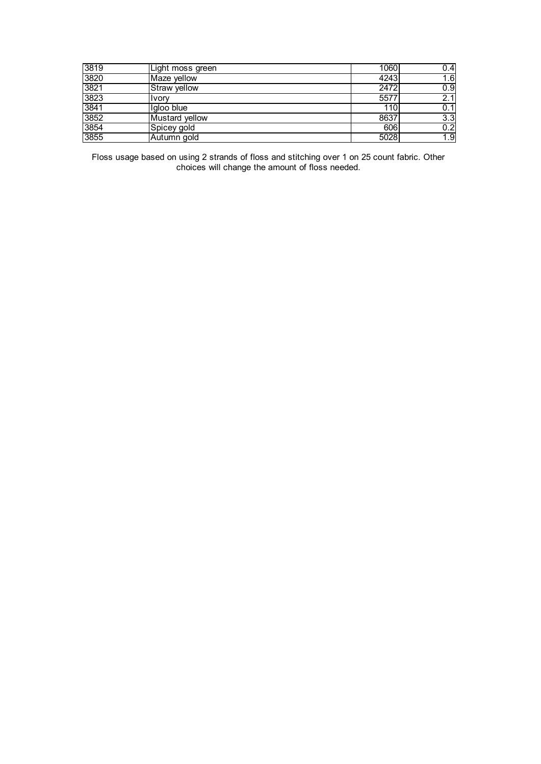| | | | |
|---|---|---|---|
| 3819 | Light moss green | 1060 | 0.4 |
| 3820 | Maze yellow | 4243 | 1.6 |
| 3821 | Straw yellow | 2472 | 0.9 |
| 3823 | Ivory | 5577 | 2.1 |
| 3841 | Igloo blue | 110 | 0.1 |
| 3852 | Mustard yellow | 8637 | 3.3 |
| 3854 | Spicey gold | 606 | 0.2 |
| 3855 | Autumn gold | 5028 | 1.9 |

Floss usage based on using 2 strands of floss and stitching over 1 on 25 count fabric. Other choices will change the amount of floss needed.